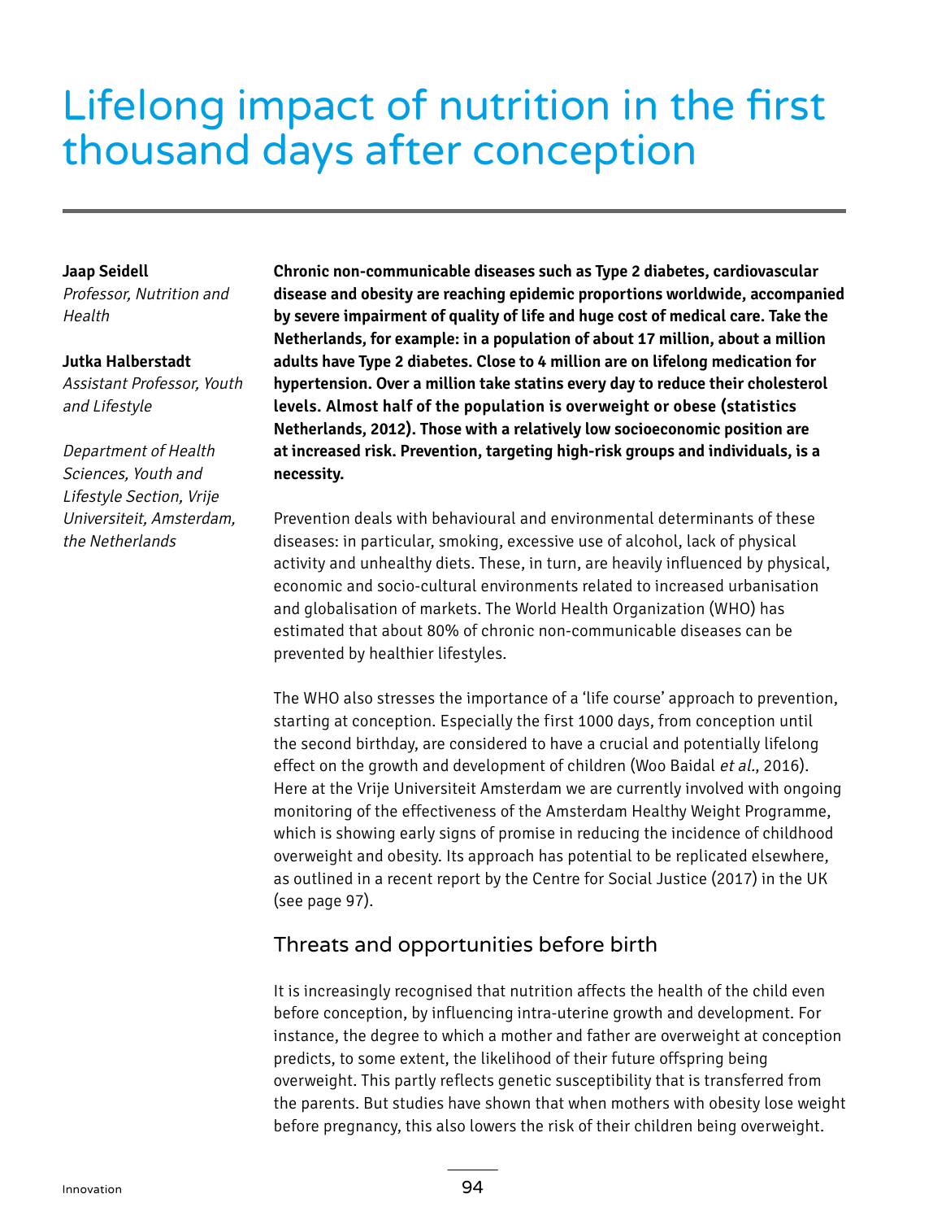# Lifelong impact of nutrition in the first thousand days after conception

**Jaap Seidell**
*Professor, Nutrition and Health*

**Jutka Halberstadt**
*Assistant Professor, Youth and Lifestyle*

*Department of Health Sciences, Youth and Lifestyle Section, Vrije Universiteit, Amsterdam, the Netherlands*

**Chronic non-communicable diseases such as Type 2 diabetes, cardiovascular disease and obesity are reaching epidemic proportions worldwide, accompanied by severe impairment of quality of life and huge cost of medical care. Take the Netherlands, for example: in a population of about 17 million, about a million adults have Type 2 diabetes. Close to 4 million are on lifelong medication for hypertension. Over a million take statins every day to reduce their cholesterol levels. Almost half of the population is overweight or obese (statistics Netherlands, 2012). Those with a relatively low socioeconomic position are at increased risk. Prevention, targeting high-risk groups and individuals, is a necessity.**

Prevention deals with behavioural and environmental determinants of these diseases: in particular, smoking, excessive use of alcohol, lack of physical activity and unhealthy diets. These, in turn, are heavily influenced by physical, economic and socio-cultural environments related to increased urbanisation and globalisation of markets. The World Health Organization (WHO) has estimated that about 80% of chronic non-communicable diseases can be prevented by healthier lifestyles.

The WHO also stresses the importance of a 'life course' approach to prevention, starting at conception. Especially the first 1000 days, from conception until the second birthday, are considered to have a crucial and potentially lifelong effect on the growth and development of children (Woo Baidal *et al.*, 2016). Here at the Vrije Universiteit Amsterdam we are currently involved with ongoing monitoring of the effectiveness of the Amsterdam Healthy Weight Programme, which is showing early signs of promise in reducing the incidence of childhood overweight and obesity. Its approach has potential to be replicated elsewhere, as outlined in a recent report by the Centre for Social Justice (2017) in the UK (see page 97).

## Threats and opportunities before birth

It is increasingly recognised that nutrition affects the health of the child even before conception, by influencing intra-uterine growth and development. For instance, the degree to which a mother and father are overweight at conception predicts, to some extent, the likelihood of their future offspring being overweight. This partly reflects genetic susceptibility that is transferred from the parents. But studies have shown that when mothers with obesity lose weight before pregnancy, this also lowers the risk of their children being overweight.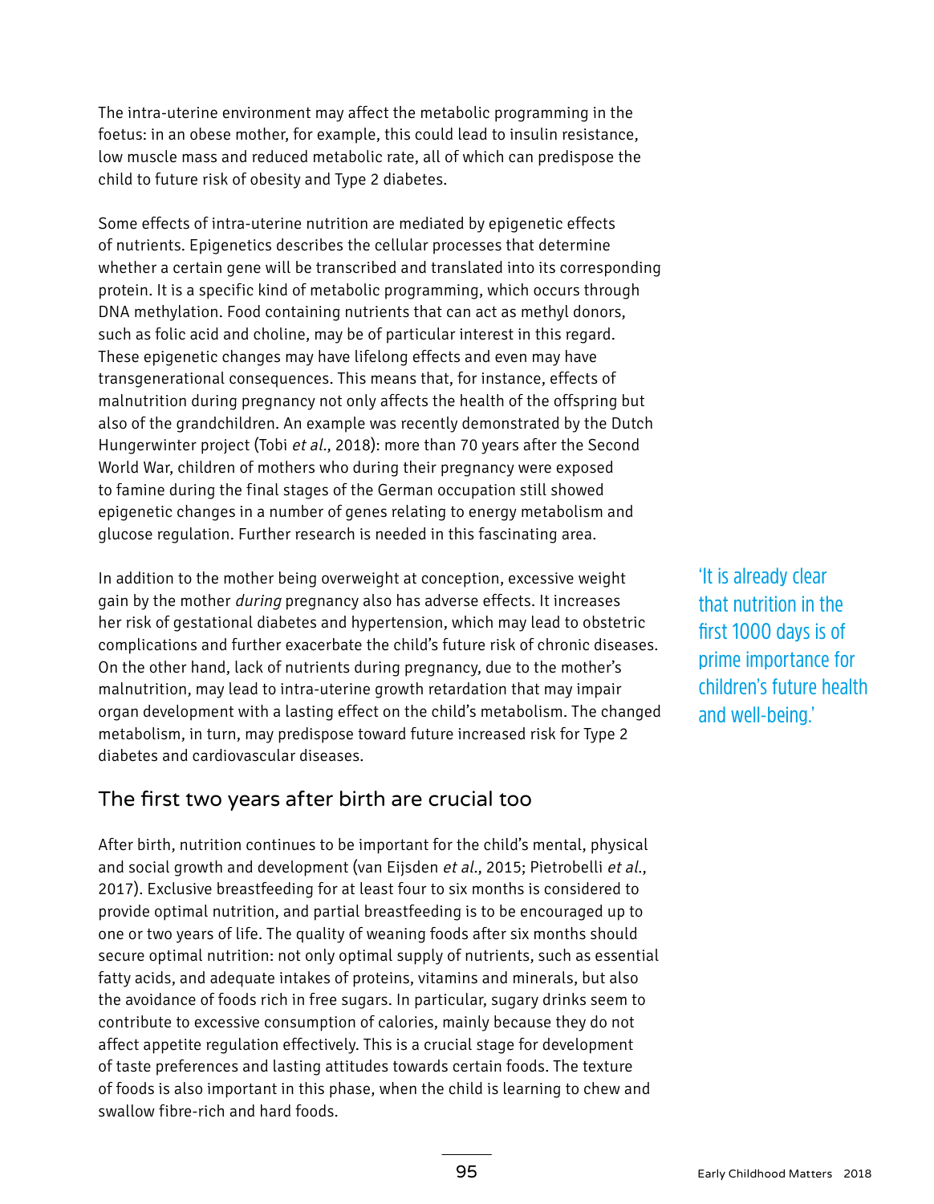The intra-uterine environment may affect the metabolic programming in the foetus: in an obese mother, for example, this could lead to insulin resistance, low muscle mass and reduced metabolic rate, all of which can predispose the child to future risk of obesity and Type 2 diabetes.

Some effects of intra-uterine nutrition are mediated by epigenetic effects of nutrients. Epigenetics describes the cellular processes that determine whether a certain gene will be transcribed and translated into its corresponding protein. It is a specific kind of metabolic programming, which occurs through DNA methylation. Food containing nutrients that can act as methyl donors, such as folic acid and choline, may be of particular interest in this regard. These epigenetic changes may have lifelong effects and even may have transgenerational consequences. This means that, for instance, effects of malnutrition during pregnancy not only affects the health of the offspring but also of the grandchildren. An example was recently demonstrated by the Dutch Hungerwinter project (Tobi *et al.,* 2018): more than 70 years after the Second World War, children of mothers who during their pregnancy were exposed to famine during the final stages of the German occupation still showed epigenetic changes in a number of genes relating to energy metabolism and glucose regulation. Further research is needed in this fascinating area.

In addition to the mother being overweight at conception, excessive weight gain by the mother *during* pregnancy also has adverse effects. It increases her risk of gestational diabetes and hypertension, which may lead to obstetric complications and further exacerbate the child's future risk of chronic diseases. On the other hand, lack of nutrients during pregnancy, due to the mother's malnutrition, may lead to intra-uterine growth retardation that may impair organ development with a lasting effect on the child's metabolism. The changed metabolism, in turn, may predispose toward future increased risk for Type 2 diabetes and cardiovascular diseases.

'It is already clear that nutrition in the first 1000 days is of prime importance for children's future health and well-being.'

## The first two years after birth are crucial too

After birth, nutrition continues to be important for the child's mental, physical and social growth and development (van Eijsden *et al.,* 2015; Pietrobelli *et al.,* 2017). Exclusive breastfeeding for at least four to six months is considered to provide optimal nutrition, and partial breastfeeding is to be encouraged up to one or two years of life. The quality of weaning foods after six months should secure optimal nutrition: not only optimal supply of nutrients, such as essential fatty acids, and adequate intakes of proteins, vitamins and minerals, but also the avoidance of foods rich in free sugars. In particular, sugary drinks seem to contribute to excessive consumption of calories, mainly because they do not affect appetite regulation effectively. This is a crucial stage for development of taste preferences and lasting attitudes towards certain foods. The texture of foods is also important in this phase, when the child is learning to chew and swallow fibre-rich and hard foods.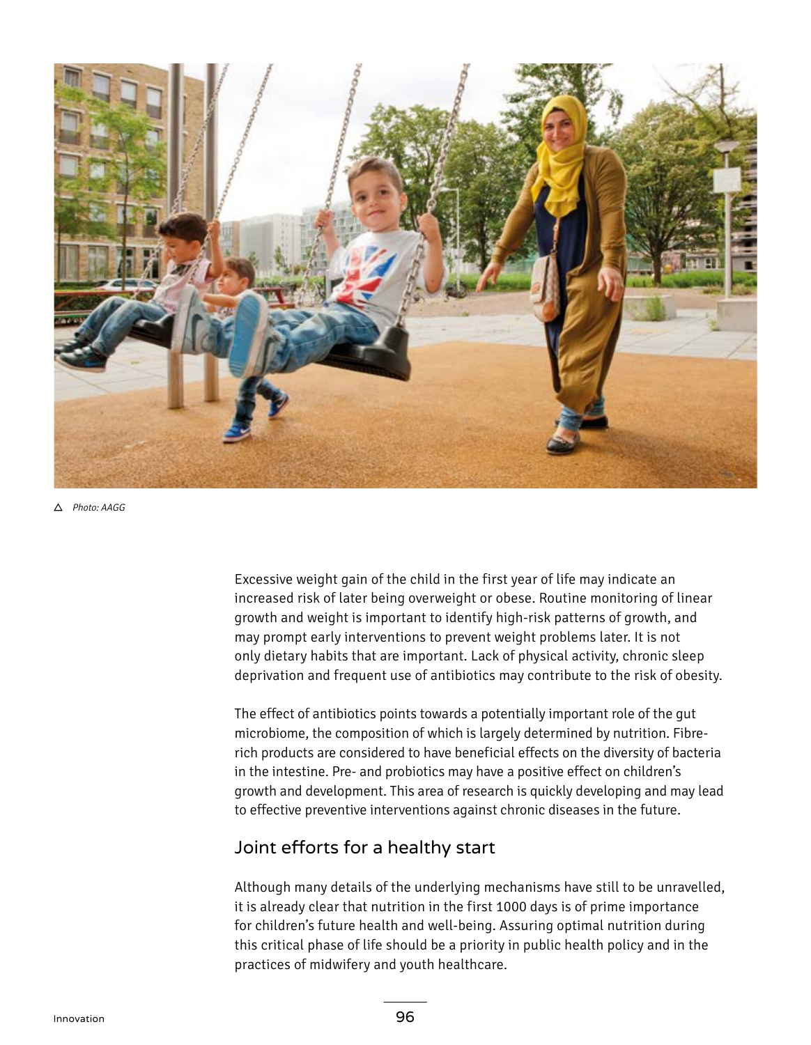Photo: AAGG

Excessive weight gain of the child in the first year of life may indicate an increased risk of later being overweight or obese. Routine monitoring of linear growth and weight is important to identify high-risk patterns of growth, and may prompt early interventions to prevent weight problems later. It is not only dietary habits that are important. Lack of physical activity, chronic sleep deprivation and frequent use of antibiotics may contribute to the risk of obesity.

The effect of antibiotics points towards a potentially important role of the gut microbiome, the composition of which is largely determined by nutrition. Fibre-rich products are considered to have beneficial effects on the diversity of bacteria in the intestine. Pre- and probiotics may have a positive effect on children's growth and development. This area of research is quickly developing and may lead to effective preventive interventions against chronic diseases in the future.

## Joint efforts for a healthy start

Although many details of the underlying mechanisms have still to be unravelled, it is already clear that nutrition in the first 1000 days is of prime importance for children's future health and well-being. Assuring optimal nutrition during this critical phase of life should be a priority in public health policy and in the practices of midwifery and youth healthcare.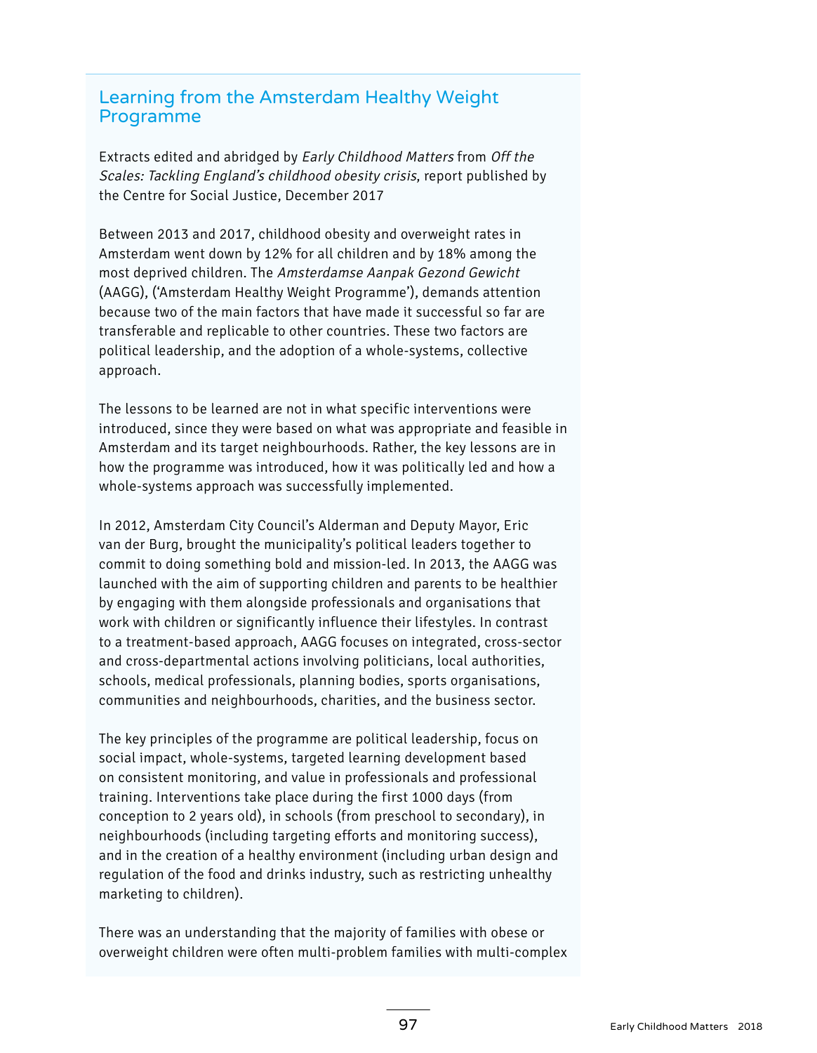## Learning from the Amsterdam Healthy Weight Programme

Extracts edited and abridged by *Early Childhood Matters* from *Off the Scales: Tackling England's childhood obesity crisis*, report published by the Centre for Social Justice, December 2017

Between 2013 and 2017, childhood obesity and overweight rates in Amsterdam went down by 12% for all children and by 18% among the most deprived children. The *Amsterdamse Aanpak Gezond Gewicht* (AAGG), ('Amsterdam Healthy Weight Programme'), demands attention because two of the main factors that have made it successful so far are transferable and replicable to other countries. These two factors are political leadership, and the adoption of a whole-systems, collective approach.

The lessons to be learned are not in what specific interventions were introduced, since they were based on what was appropriate and feasible in Amsterdam and its target neighbourhoods. Rather, the key lessons are in how the programme was introduced, how it was politically led and how a whole-systems approach was successfully implemented.

In 2012, Amsterdam City Council's Alderman and Deputy Mayor, Eric van der Burg, brought the municipality's political leaders together to commit to doing something bold and mission-led. In 2013, the AAGG was launched with the aim of supporting children and parents to be healthier by engaging with them alongside professionals and organisations that work with children or significantly influence their lifestyles. In contrast to a treatment-based approach, AAGG focuses on integrated, cross-sector and cross-departmental actions involving politicians, local authorities, schools, medical professionals, planning bodies, sports organisations, communities and neighbourhoods, charities, and the business sector.

The key principles of the programme are political leadership, focus on social impact, whole-systems, targeted learning development based on consistent monitoring, and value in professionals and professional training. Interventions take place during the first 1000 days (from conception to 2 years old), in schools (from preschool to secondary), in neighbourhoods (including targeting efforts and monitoring success), and in the creation of a healthy environment (including urban design and regulation of the food and drinks industry, such as restricting unhealthy marketing to children).

There was an understanding that the majority of families with obese or overweight children were often multi-problem families with multi-complex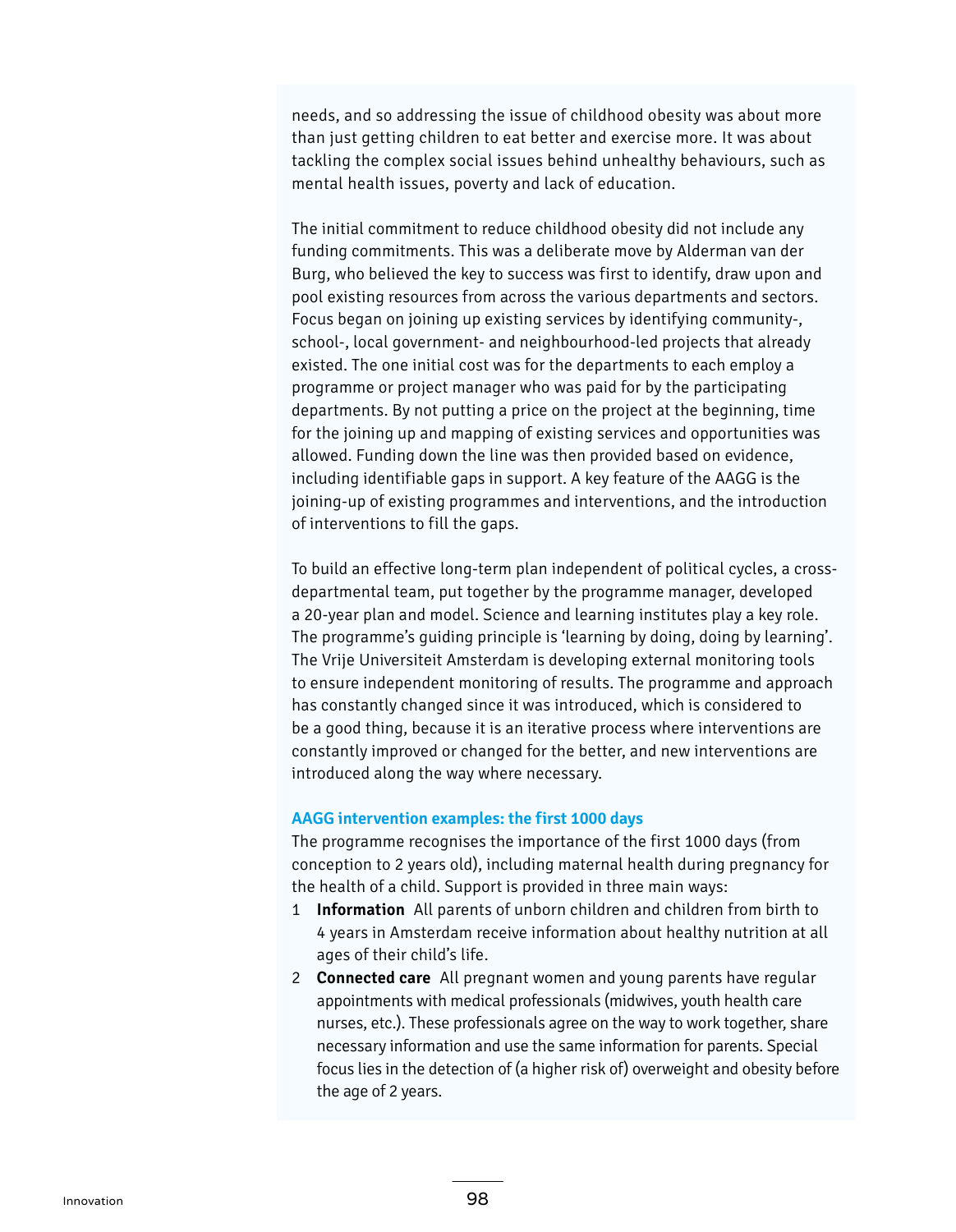needs, and so addressing the issue of childhood obesity was about more than just getting children to eat better and exercise more. It was about tackling the complex social issues behind unhealthy behaviours, such as mental health issues, poverty and lack of education.

The initial commitment to reduce childhood obesity did not include any funding commitments. This was a deliberate move by Alderman van der Burg, who believed the key to success was first to identify, draw upon and pool existing resources from across the various departments and sectors. Focus began on joining up existing services by identifying community-, school-, local government- and neighbourhood-led projects that already existed. The one initial cost was for the departments to each employ a programme or project manager who was paid for by the participating departments. By not putting a price on the project at the beginning, time for the joining up and mapping of existing services and opportunities was allowed. Funding down the line was then provided based on evidence, including identifiable gaps in support. A key feature of the AAGG is the joining-up of existing programmes and interventions, and the introduction of interventions to fill the gaps.

To build an effective long-term plan independent of political cycles, a cross-departmental team, put together by the programme manager, developed a 20-year plan and model. Science and learning institutes play a key role. The programme's guiding principle is 'learning by doing, doing by learning'. The Vrije Universiteit Amsterdam is developing external monitoring tools to ensure independent monitoring of results. The programme and approach has constantly changed since it was introduced, which is considered to be a good thing, because it is an iterative process where interventions are constantly improved or changed for the better, and new interventions are introduced along the way where necessary.

### AAGG intervention examples: the first 1000 days

The programme recognises the importance of the first 1000 days (from conception to 2 years old), including maternal health during pregnancy for the health of a child. Support is provided in three main ways:

1. **Information** All parents of unborn children and children from birth to 4 years in Amsterdam receive information about healthy nutrition at all ages of their child's life.
2. **Connected care** All pregnant women and young parents have regular appointments with medical professionals (midwives, youth health care nurses, etc.). These professionals agree on the way to work together, share necessary information and use the same information for parents. Special focus lies in the detection of (a higher risk of) overweight and obesity before the age of 2 years.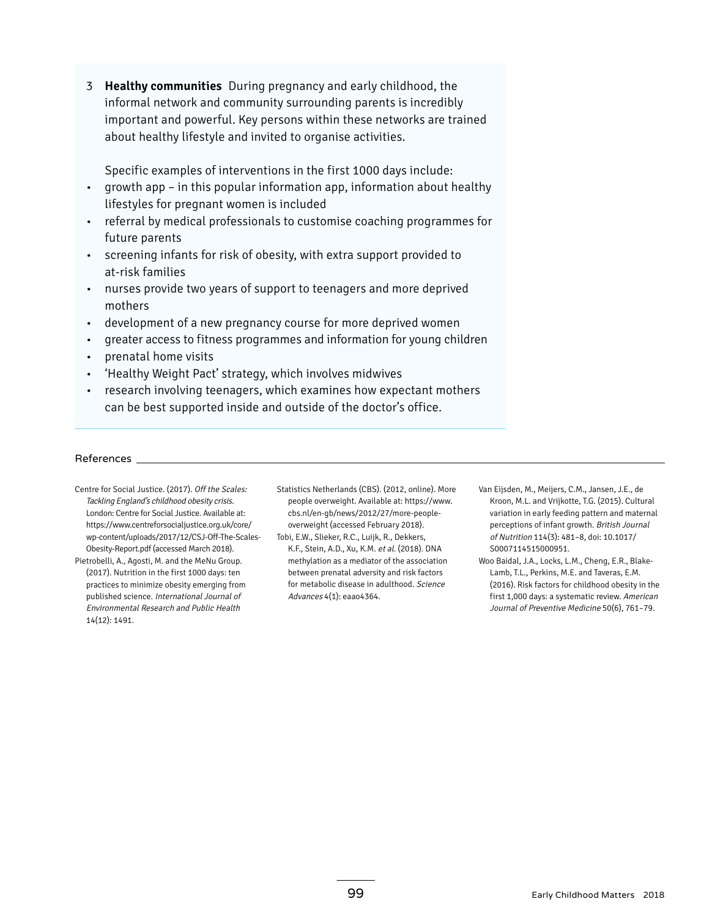3 **Healthy communities** During pregnancy and early childhood, the informal network and community surrounding parents is incredibly important and powerful. Key persons within these networks are trained about healthy lifestyle and invited to organise activities.

Specific examples of interventions in the first 1000 days include:

- growth app – in this popular information app, information about healthy lifestyles for pregnant women is included
- referral by medical professionals to customise coaching programmes for future parents
- screening infants for risk of obesity, with extra support provided to at-risk families
- nurses provide two years of support to teenagers and more deprived mothers
- development of a new pregnancy course for more deprived women
- greater access to fitness programmes and information for young children
- prenatal home visits
- 'Healthy Weight Pact' strategy, which involves midwives
- research involving teenagers, which examines how expectant mothers can be best supported inside and outside of the doctor's office.

## References

Centre for Social Justice. (2017). *Off the Scales: Tackling England's childhood obesity crisis.* London: Centre for Social Justice. Available at: https://www.centreforsocialjustice.org.uk/core/wp-content/uploads/2017/12/CSJ-Off-The-Scales-Obesity-Report.pdf (accessed March 2018).

Pietrobelli, A., Agosti, M. and the MeNu Group. (2017). Nutrition in the first 1000 days: ten practices to minimize obesity emerging from published science. *International Journal of Environmental Research and Public Health* 14(12): 1491.

Statistics Netherlands (CBS). (2012, online). More people overweight. Available at: https://www.cbs.nl/en-gb/news/2012/27/more-people-overweight (accessed February 2018).

Tobi, E.W., Slieker, R.C., Luijk, R., Dekkers, K.F., Stein, A.D., Xu, K.M. *et al.* (2018). DNA methylation as a mediator of the association between prenatal adversity and risk factors for metabolic disease in adulthood. *Science Advances* 4(1): eaao4364.

Van Eijsden, M., Meijers, C.M., Jansen, J.E., de Kroon, M.L. and Vrijkotte, T.G. (2015). Cultural variation in early feeding pattern and maternal perceptions of infant growth. *British Journal of Nutrition* 114(3): 481–8, doi: 10.1017/S0007114515000951.

Woo Baidal, J.A., Locks, L.M., Cheng, E.R., Blake-Lamb, T.L., Perkins, M.E. and Taveras, E.M. (2016). Risk factors for childhood obesity in the first 1,000 days: a systematic review. *American Journal of Preventive Medicine* 50(6), 761–79.